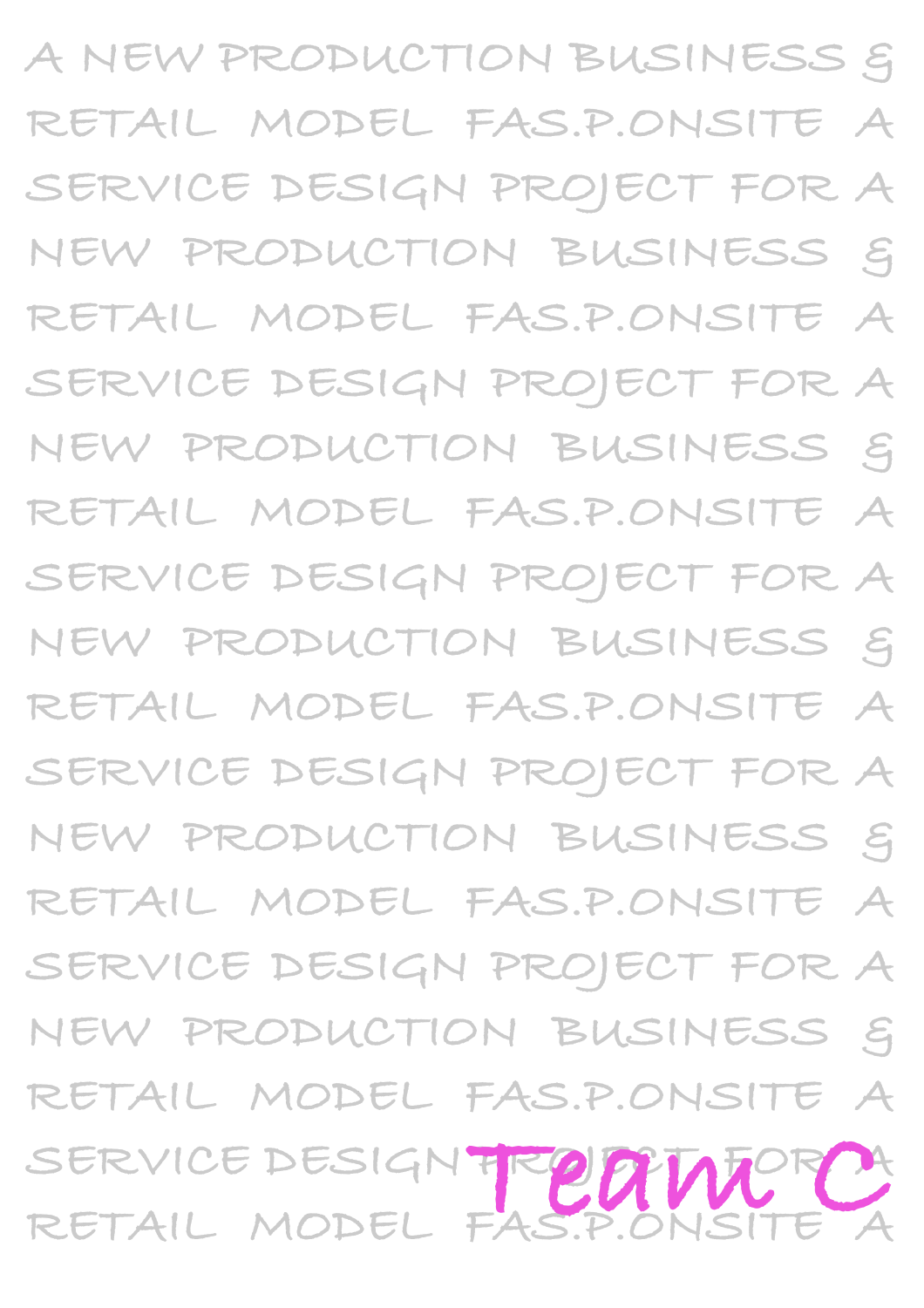A NEW PRODUCTION BUSINESS &
RETAIL MODEL FAS.P.ONSITE A
SERVICE DESIGN PROJECT FOR A
NEW PRODUCTION BUSINESS &
RETAIL MODEL FAS.P.ONSITE A
SERVICE DESIGN PROJECT FOR A
NEW PRODUCTION BUSINESS &
RETAIL MODEL FAS.P.ONSITE A
SERVICE DESIGN PROJECT FOR A
NEW PRODUCTION BUSINESS &
RETAIL MODEL FAS.P.ONSITE A
SERVICE DESIGN PROJECT FOR A
NEW PRODUCTION BUSINESS &
RETAIL MODEL FAS.P.ONSITE A
SERVICE DESIGN PROJECT FOR A
NEW PRODUCTION BUSINESS &
RETAIL MODEL FAS.P.ONSITE A
SERVICE DESIGN PROJECT FOR A
RETAIL MODEL FAS.P.ONSITE A

**Team C**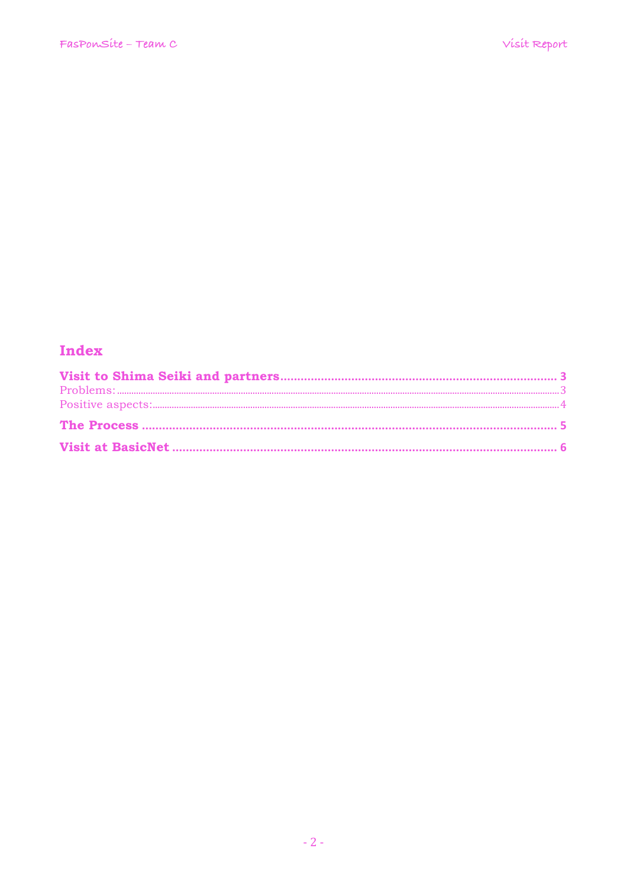# Index

**Visit to Shima Seiki and partners** ........ 3

Problems: ........ 3

Positive aspects: ........ 4

**The Process** ........ 5

**Visit at BasicNet** ........ 6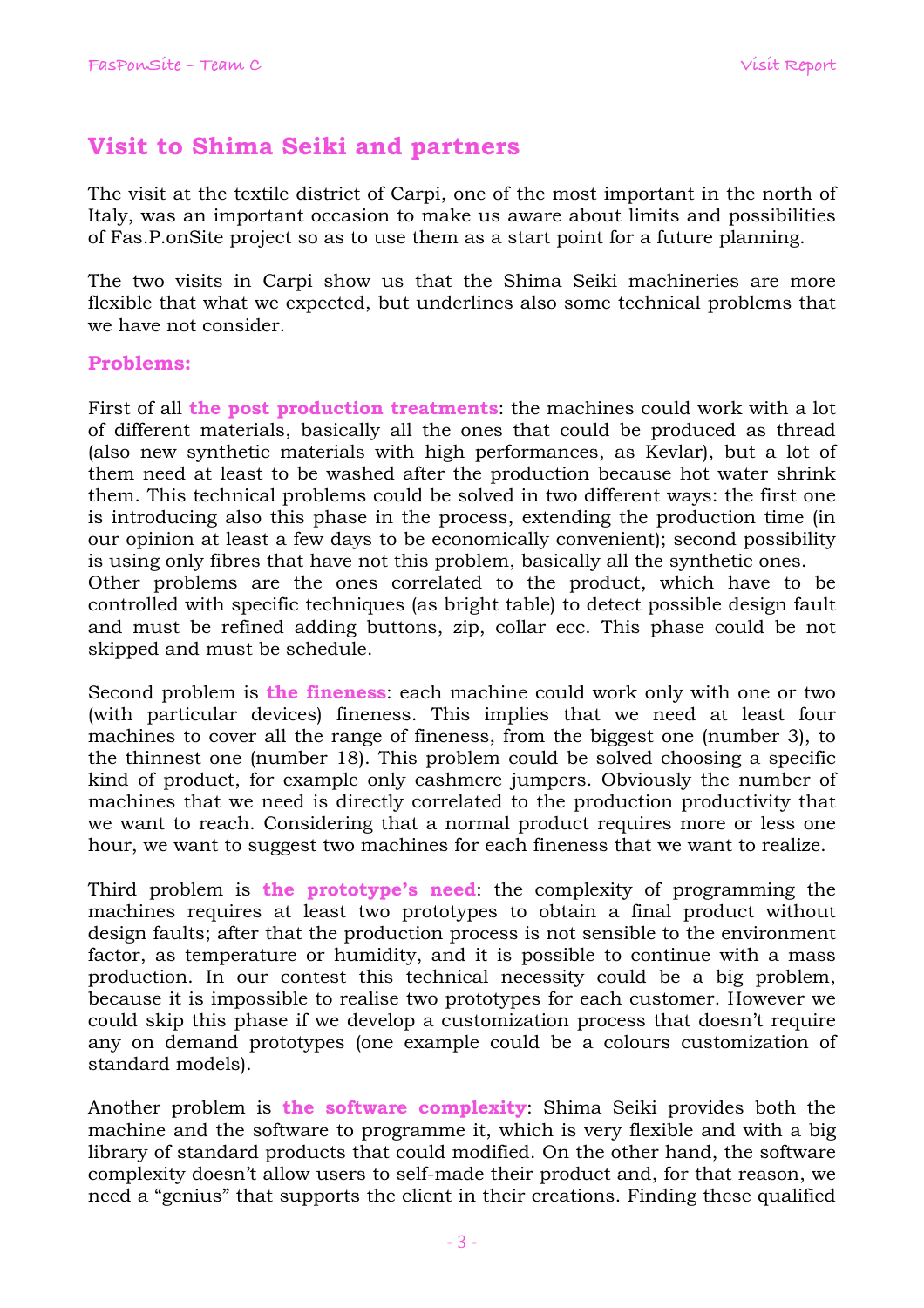# Visit to Shima Seiki and partners

The visit at the textile district of Carpi, one of the most important in the north of Italy, was an important occasion to make us aware about limits and possibilities of Fas.P.onSite project so as to use them as a start point for a future planning.

The two visits in Carpi show us that the Shima Seiki machineries are more flexible that what we expected, but underlines also some technical problems that we have not consider.

## Problems:

First of all **the post production treatments**: the machines could work with a lot of different materials, basically all the ones that could be produced as thread (also new synthetic materials with high performances, as Kevlar), but a lot of them need at least to be washed after the production because hot water shrink them. This technical problems could be solved in two different ways: the first one is introducing also this phase in the process, extending the production time (in our opinion at least a few days to be economically convenient); second possibility is using only fibres that have not this problem, basically all the synthetic ones.
Other problems are the ones correlated to the product, which have to be controlled with specific techniques (as bright table) to detect possible design fault and must be refined adding buttons, zip, collar ecc. This phase could be not skipped and must be schedule.

Second problem is **the fineness**: each machine could work only with one or two (with particular devices) fineness. This implies that we need at least four machines to cover all the range of fineness, from the biggest one (number 3), to the thinnest one (number 18). This problem could be solved choosing a specific kind of product, for example only cashmere jumpers. Obviously the number of machines that we need is directly correlated to the production productivity that we want to reach. Considering that a normal product requires more or less one hour, we want to suggest two machines for each fineness that we want to realize.

Third problem is **the prototype's need**: the complexity of programming the machines requires at least two prototypes to obtain a final product without design faults; after that the production process is not sensible to the environment factor, as temperature or humidity, and it is possible to continue with a mass production. In our contest this technical necessity could be a big problem, because it is impossible to realise two prototypes for each customer. However we could skip this phase if we develop a customization process that doesn't require any on demand prototypes (one example could be a colours customization of standard models).

Another problem is **the software complexity**: Shima Seiki provides both the machine and the software to programme it, which is very flexible and with a big library of standard products that could modified. On the other hand, the software complexity doesn't allow users to self-made their product and, for that reason, we need a "genius" that supports the client in their creations. Finding these qualified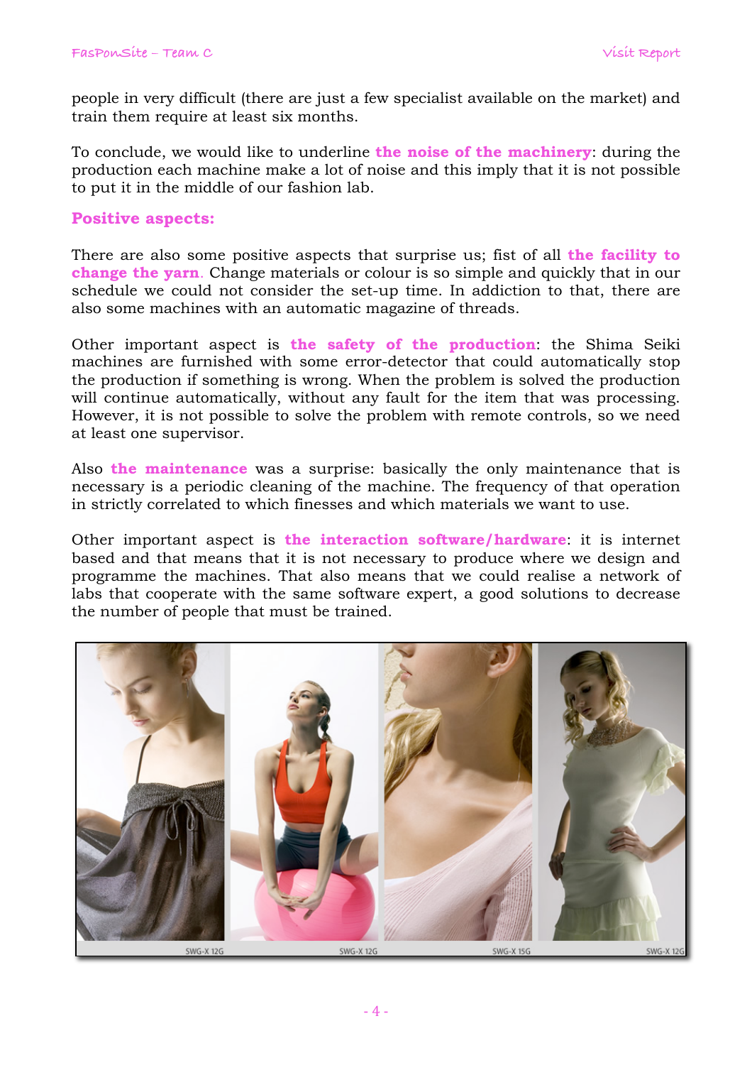people in very difficult (there are just a few specialist available on the market) and train them require at least six months.

To conclude, we would like to underline **the noise of the machinery**: during the production each machine make a lot of noise and this imply that it is not possible to put it in the middle of our fashion lab.

### Positive aspects:

There are also some positive aspects that surprise us; fist of all **the facility to change the yarn**. Change materials or colour is so simple and quickly that in our schedule we could not consider the set-up time. In addiction to that, there are also some machines with an automatic magazine of threads.

Other important aspect is **the safety of the production**: the Shima Seiki machines are furnished with some error-detector that could automatically stop the production if something is wrong. When the problem is solved the production will continue automatically, without any fault for the item that was processing. However, it is not possible to solve the problem with remote controls, so we need at least one supervisor.

Also **the maintenance** was a surprise: basically the only maintenance that is necessary is a periodic cleaning of the machine. The frequency of that operation in strictly correlated to which finesses and which materials we want to use.

Other important aspect is **the interaction software/hardware**: it is internet based and that means that it is not necessary to produce where we design and programme the machines. That also means that we could realise a network of labs that cooperate with the same software expert, a good solutions to decrease the number of people that must be trained.

SWG-X 12G SWG-X 12G SWG-X 15G SWG-X 12G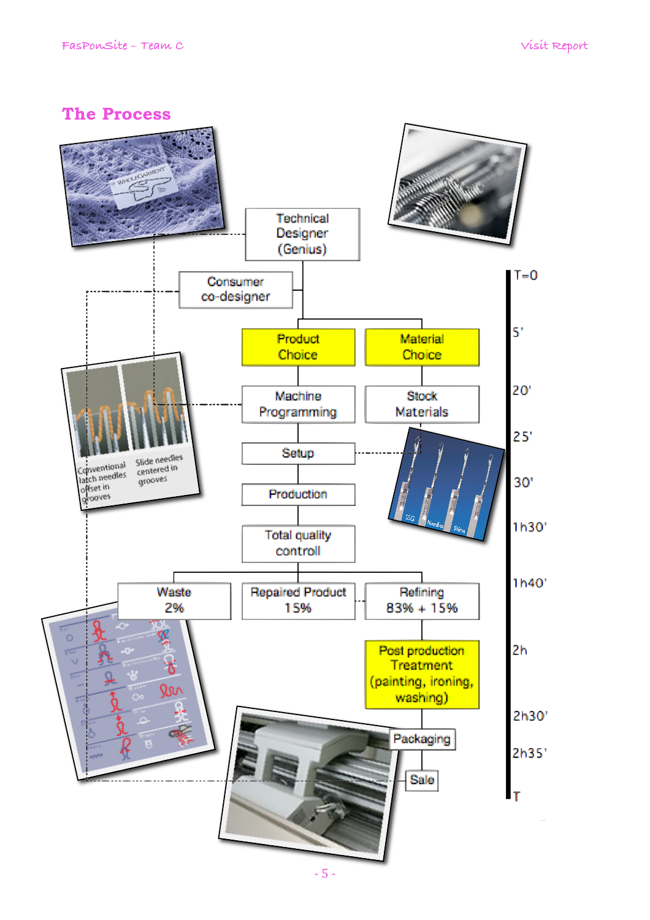## The Process

Technical Designer (Genius)

Consumer co-designer

Product Choice

Material Choice

Machine Programming

Stock Materials

Setup

Production

Total quality controll

Waste 2%

Repaired Product 15%

Refining 83% + 15%

Post production Treatment (painting, ironing, washing)

Packaging

Sale

T=0

5'

20'

25'

30'

1h30'

1h40'

2h

2h30'

2h35'

T

Conventional latch needles offset in grooves

Slide needles centered in grooves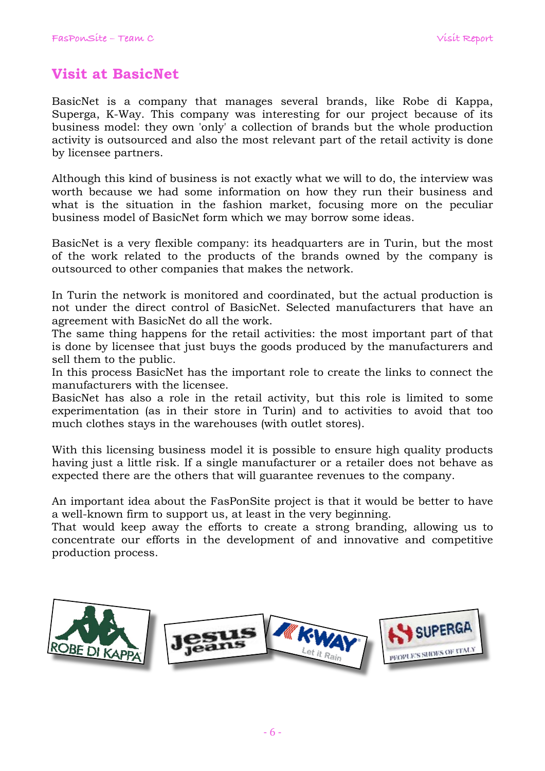# Visit at BasicNet

BasicNet is a company that manages several brands, like Robe di Kappa, Superga, K-Way. This company was interesting for our project because of its business model: they own 'only' a collection of brands but the whole production activity is outsourced and also the most relevant part of the retail activity is done by licensee partners.

Although this kind of business is not exactly what we will to do, the interview was worth because we had some information on how they run their business and what is the situation in the fashion market, focusing more on the peculiar business model of BasicNet form which we may borrow some ideas.

BasicNet is a very flexible company: its headquarters are in Turin, but the most of the work related to the products of the brands owned by the company is outsourced to other companies that makes the network.

In Turin the network is monitored and coordinated, but the actual production is not under the direct control of BasicNet. Selected manufacturers that have an agreement with BasicNet do all the work.
The same thing happens for the retail activities: the most important part of that is done by licensee that just buys the goods produced by the manufacturers and sell them to the public.
In this process BasicNet has the important role to create the links to connect the manufacturers with the licensee.
BasicNet has also a role in the retail activity, but this role is limited to some experimentation (as in their store in Turin) and to activities to avoid that too much clothes stays in the warehouses (with outlet stores).

With this licensing business model it is possible to ensure high quality products having just a little risk. If a single manufacturer or a retailer does not behave as expected there are the others that will guarantee revenues to the company.

An important idea about the FasPonSite project is that it would be better to have a well-known firm to support us, at least in the very beginning.
That would keep away the efforts to create a strong branding, allowing us to concentrate our efforts in the development of and innovative and competitive production process.